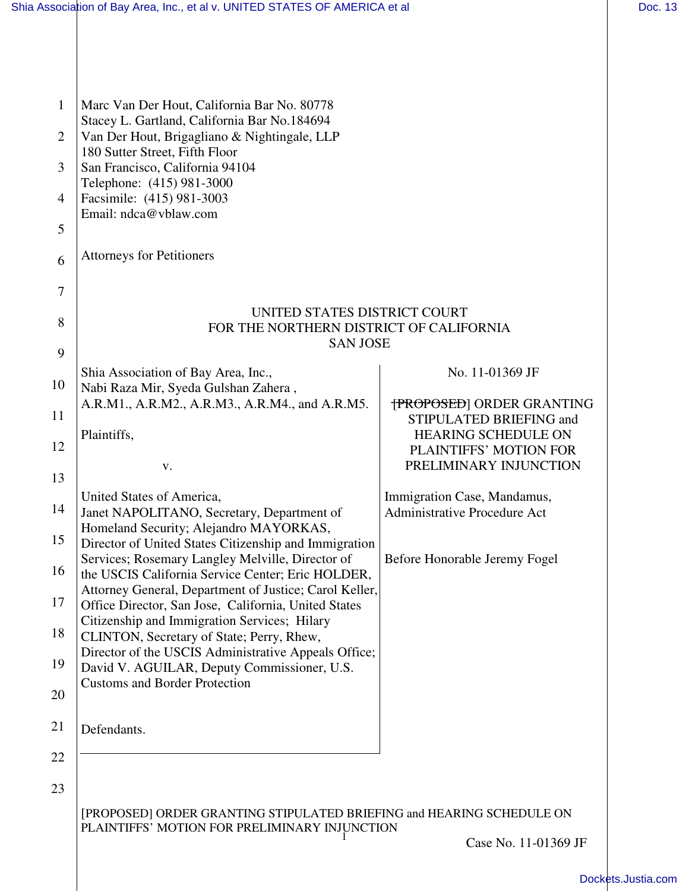Marc Van Der Hout, California Bar No. 80778
Stacey L. Gartland, California Bar No.184694
Van Der Hout, Brigagliano & Nightingale, LLP
180 Sutter Street, Fifth Floor
San Francisco, California 94104
Telephone: (415) 981-3000
Facsimile: (415) 981-3003
Email: ndca@vblaw.com

Attorneys for Petitioners

UNITED STATES DISTRICT COURT
FOR THE NORTHERN DISTRICT OF CALIFORNIA
SAN JOSE

Shia Association of Bay Area, Inc., Nabi Raza Mir, Syeda Gulshan Zahera , A.R.M1., A.R.M2., A.R.M3., A.R.M4., and A.R.M5.

Plaintiffs,

v.

United States of America, Janet NAPOLITANO, Secretary, Department of Homeland Security; Alejandro MAYORKAS, Director of United States Citizenship and Immigration Services; Rosemary Langley Melville, Director of the USCIS California Service Center; Eric HOLDER, Attorney General, Department of Justice; Carol Keller, Office Director, San Jose, California, United States Citizenship and Immigration Services; Hilary CLINTON, Secretary of State; Perry, Rhew, Director of the USCIS Administrative Appeals Office; David V. AGUILAR, Deputy Commissioner, U.S. Customs and Border Protection

Defendants.

No. 11-01369 JF

~~[PROPOSED]~~ ORDER GRANTING STIPULATED BRIEFING and HEARING SCHEDULE ON PLAINTIFFS' MOTION FOR PRELIMINARY INJUNCTION

Immigration Case, Mandamus, Administrative Procedure Act

Before Honorable Jeremy Fogel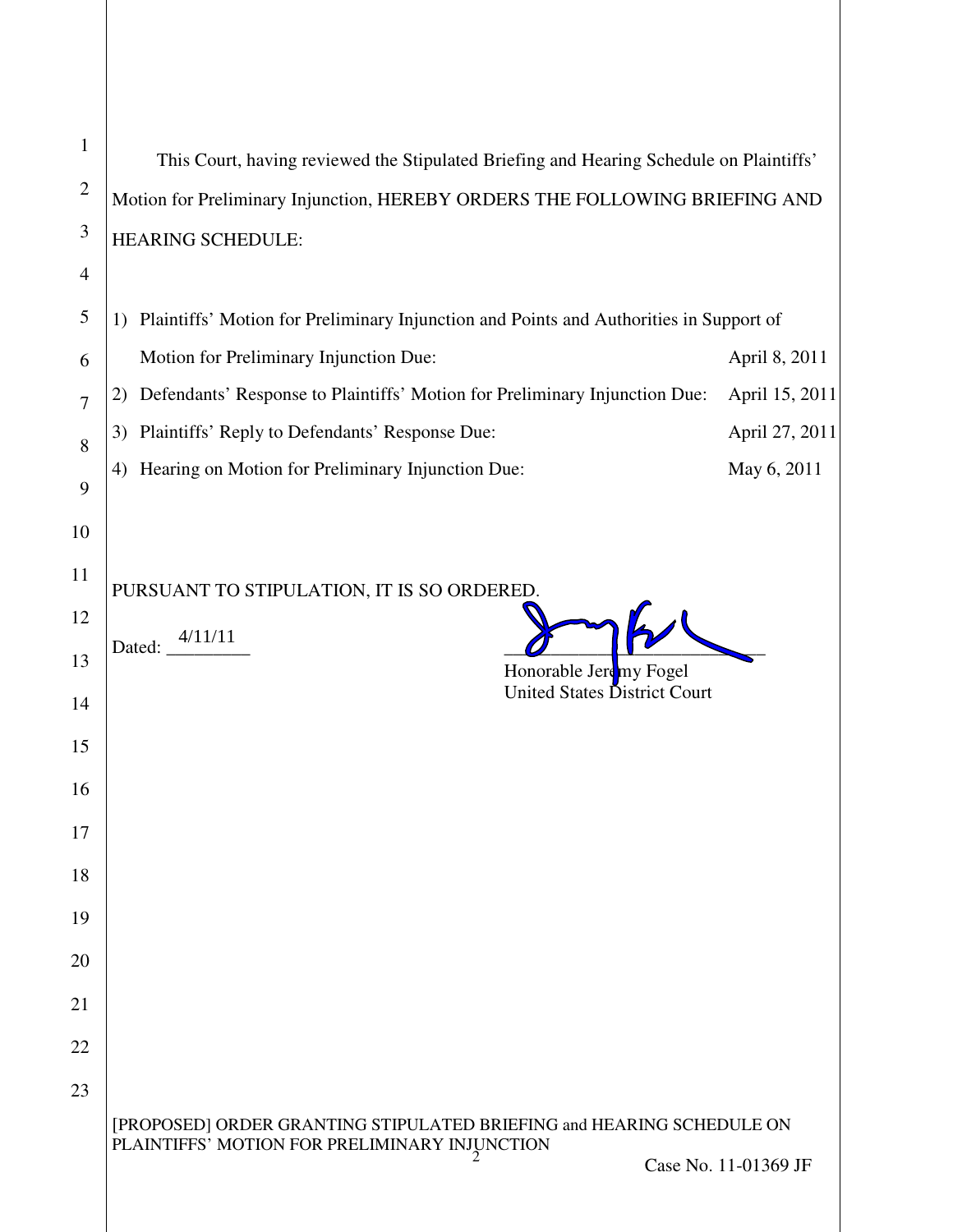This Court, having reviewed the Stipulated Briefing and Hearing Schedule on Plaintiffs' Motion for Preliminary Injunction, HEREBY ORDERS THE FOLLOWING BRIEFING AND HEARING SCHEDULE:

| | |
|---|---|
| 1) Plaintiffs' Motion for Preliminary Injunction and Points and Authorities in Support of Motion for Preliminary Injunction Due: | April 8, 2011 |
| 2) Defendants' Response to Plaintiffs' Motion for Preliminary Injunction Due: | April 15, 2011 |
| 3) Plaintiffs' Reply to Defendants' Response Due: | April 27, 2011 |
| 4) Hearing on Motion for Preliminary Injunction Due: | May 6, 2011 |

PURSUANT TO STIPULATION, IT IS SO ORDERED.

Dated: 4/11/11

Honorable Jeremy Fogel
United States District Court

[PROPOSED] ORDER GRANTING STIPULATED BRIEFING and HEARING SCHEDULE ON PLAINTIFFS' MOTION FOR PRELIMINARY INJUNCTION

Case No. 11-01369 JF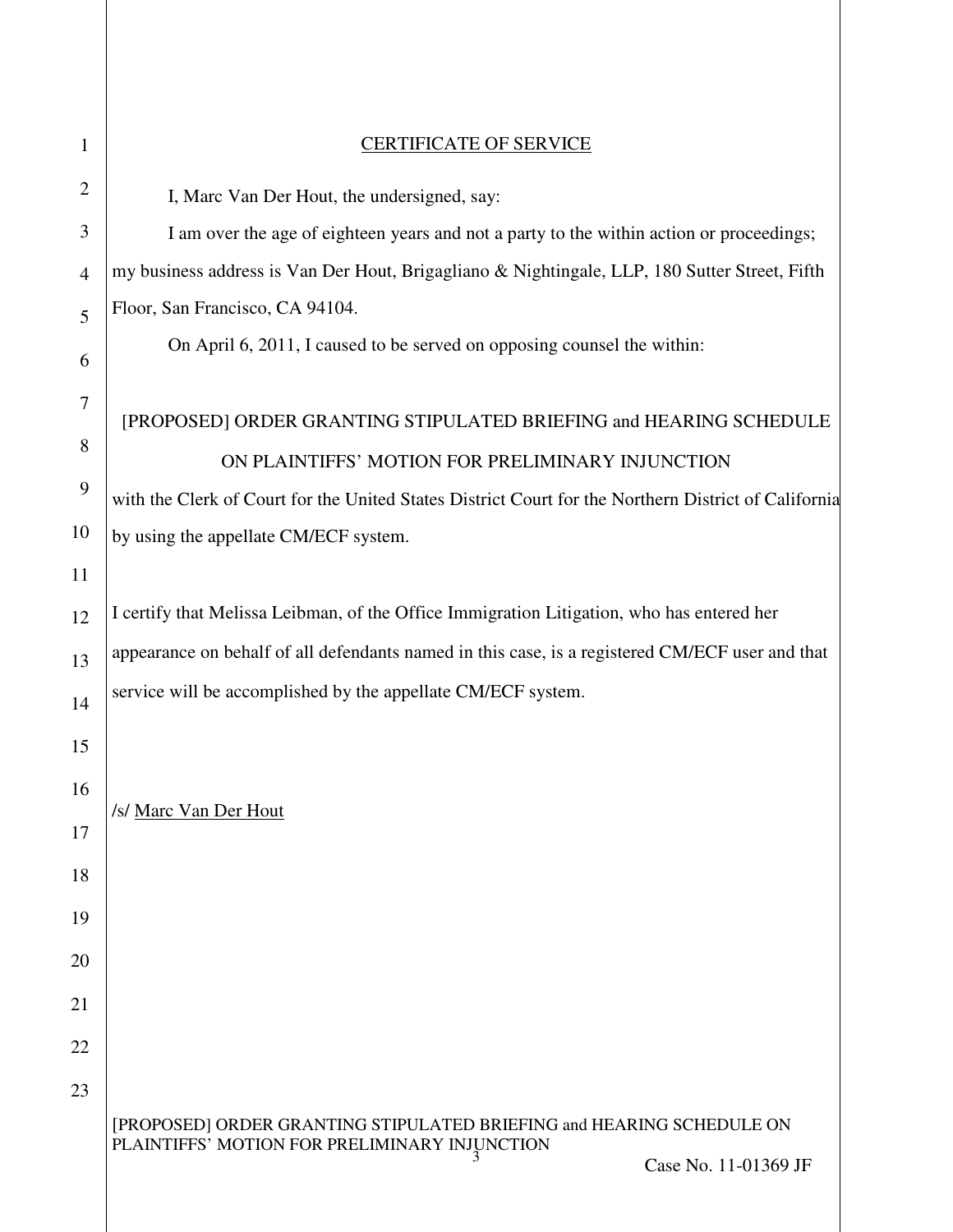## CERTIFICATE OF SERVICE

I, Marc Van Der Hout, the undersigned, say:

I am over the age of eighteen years and not a party to the within action or proceedings; my business address is Van Der Hout, Brigagliano & Nightingale, LLP, 180 Sutter Street, Fifth Floor, San Francisco, CA 94104.

On April 6, 2011, I caused to be served on opposing counsel the within:

[PROPOSED] ORDER GRANTING STIPULATED BRIEFING and HEARING SCHEDULE ON PLAINTIFFS' MOTION FOR PRELIMINARY INJUNCTION

with the Clerk of Court for the United States District Court for the Northern District of California by using the appellate CM/ECF system.

I certify that Melissa Leibman, of the Office Immigration Litigation, who has entered her appearance on behalf of all defendants named in this case, is a registered CM/ECF user and that service will be accomplished by the appellate CM/ECF system.

/s/ Marc Van Der Hout